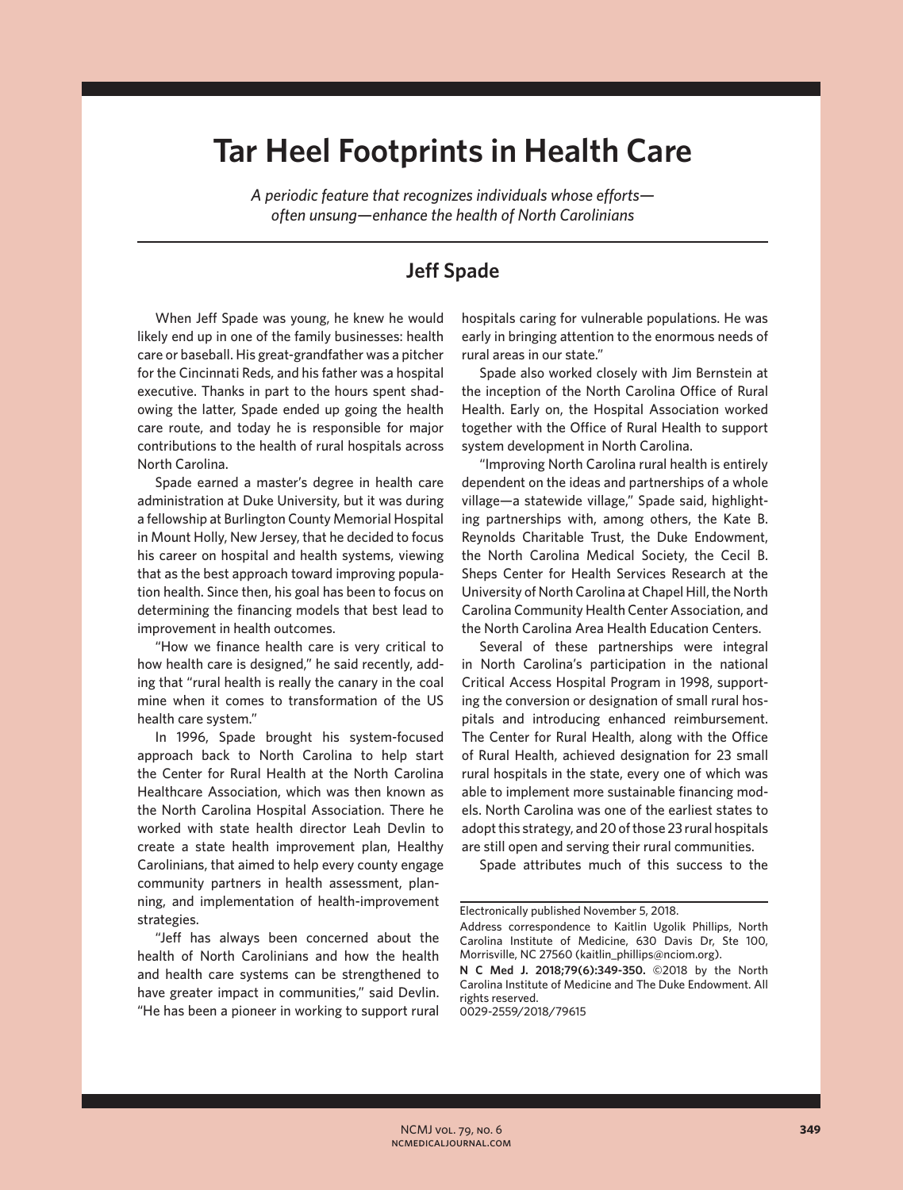# Tar Heel Footprints in Health Care

*A periodic feature that recognizes individuals whose efforts—often unsung—enhance the health of North Carolinians*

## Jeff Spade

When Jeff Spade was young, he knew he would likely end up in one of the family businesses: health care or baseball. His great-grandfather was a pitcher for the Cincinnati Reds, and his father was a hospital executive. Thanks in part to the hours spent shadowing the latter, Spade ended up going the health care route, and today he is responsible for major contributions to the health of rural hospitals across North Carolina.

Spade earned a master's degree in health care administration at Duke University, but it was during a fellowship at Burlington County Memorial Hospital in Mount Holly, New Jersey, that he decided to focus his career on hospital and health systems, viewing that as the best approach toward improving population health. Since then, his goal has been to focus on determining the financing models that best lead to improvement in health outcomes.

"How we finance health care is very critical to how health care is designed," he said recently, adding that "rural health is really the canary in the coal mine when it comes to transformation of the US health care system."

In 1996, Spade brought his system-focused approach back to North Carolina to help start the Center for Rural Health at the North Carolina Healthcare Association, which was then known as the North Carolina Hospital Association. There he worked with state health director Leah Devlin to create a state health improvement plan, Healthy Carolinians, that aimed to help every county engage community partners in health assessment, planning, and implementation of health-improvement strategies.

"Jeff has always been concerned about the health of North Carolinians and how the health and health care systems can be strengthened to have greater impact in communities," said Devlin. "He has been a pioneer in working to support rural hospitals caring for vulnerable populations. He was early in bringing attention to the enormous needs of rural areas in our state."

Spade also worked closely with Jim Bernstein at the inception of the North Carolina Office of Rural Health. Early on, the Hospital Association worked together with the Office of Rural Health to support system development in North Carolina.

"Improving North Carolina rural health is entirely dependent on the ideas and partnerships of a whole village—a statewide village," Spade said, highlighting partnerships with, among others, the Kate B. Reynolds Charitable Trust, the Duke Endowment, the North Carolina Medical Society, the Cecil B. Sheps Center for Health Services Research at the University of North Carolina at Chapel Hill, the North Carolina Community Health Center Association, and the North Carolina Area Health Education Centers.

Several of these partnerships were integral in North Carolina's participation in the national Critical Access Hospital Program in 1998, supporting the conversion or designation of small rural hospitals and introducing enhanced reimbursement. The Center for Rural Health, along with the Office of Rural Health, achieved designation for 23 small rural hospitals in the state, every one of which was able to implement more sustainable financing models. North Carolina was one of the earliest states to adopt this strategy, and 20 of those 23 rural hospitals are still open and serving their rural communities.

Spade attributes much of this success to the

Electronically published November 5, 2018.

Address correspondence to Kaitlin Ugolik Phillips, North Carolina Institute of Medicine, 630 Davis Dr, Ste 100, Morrisville, NC 27560 (kaitlin_phillips@nciom.org).

**N C Med J. 2018;79(6):349-350.** ©2018 by the North Carolina Institute of Medicine and The Duke Endowment. All rights reserved.

0029-2559/2018/79615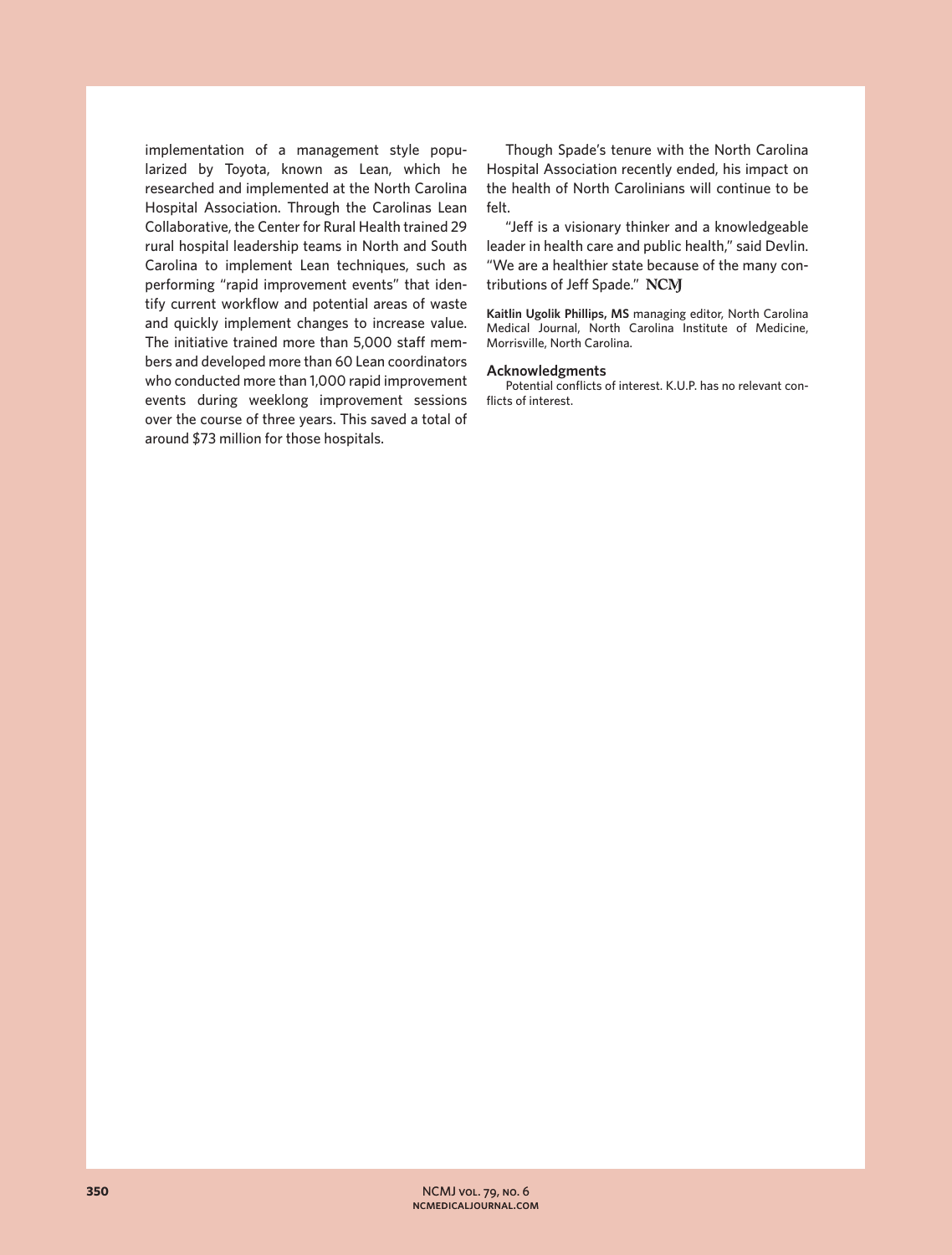implementation of a management style popularized by Toyota, known as Lean, which he researched and implemented at the North Carolina Hospital Association. Through the Carolinas Lean Collaborative, the Center for Rural Health trained 29 rural hospital leadership teams in North and South Carolina to implement Lean techniques, such as performing "rapid improvement events" that identify current workflow and potential areas of waste and quickly implement changes to increase value. The initiative trained more than 5,000 staff members and developed more than 60 Lean coordinators who conducted more than 1,000 rapid improvement events during weeklong improvement sessions over the course of three years. This saved a total of around $73 million for those hospitals.

Though Spade's tenure with the North Carolina Hospital Association recently ended, his impact on the health of North Carolinians will continue to be felt.

"Jeff is a visionary thinker and a knowledgeable leader in health care and public health," said Devlin. "We are a healthier state because of the many contributions of Jeff Spade." **NCMJ**

**Kaitlin Ugolik Phillips, MS** managing editor, North Carolina Medical Journal, North Carolina Institute of Medicine, Morrisville, North Carolina.

### Acknowledgments

Potential conflicts of interest. K.U.P. has no relevant conflicts of interest.